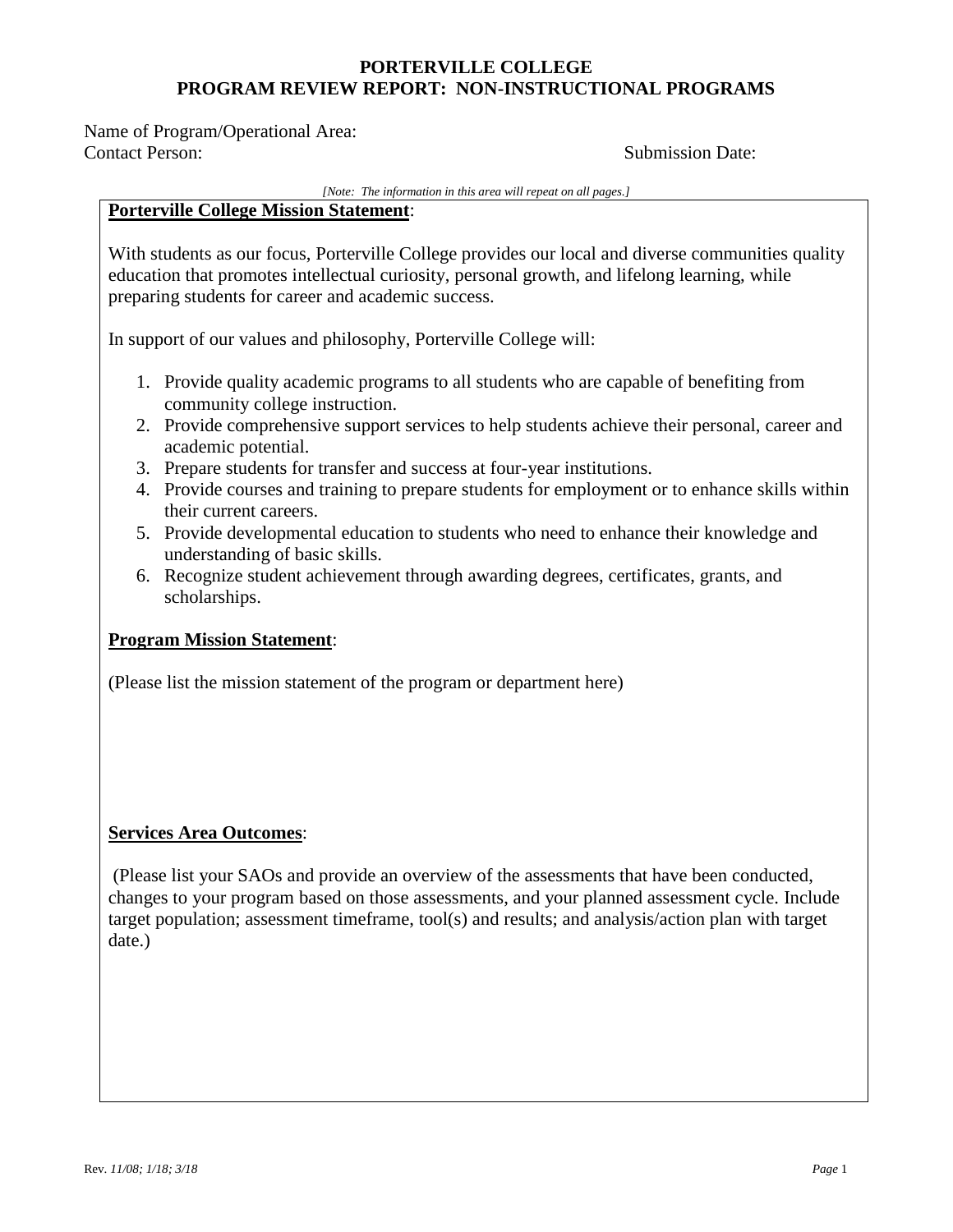# PORTERVILLE COLLEGE
## PROGRAM REVIEW REPORT: NON-INSTRUCTIONAL PROGRAMS

Name of Program/Operational Area:
Contact Person: Submission Date:

*[Note: The information in this area will repeat on all pages.]*

**Porterville College Mission Statement**:

With students as our focus, Porterville College provides our local and diverse communities quality education that promotes intellectual curiosity, personal growth, and lifelong learning, while preparing students for career and academic success.

In support of our values and philosophy, Porterville College will:

1. Provide quality academic programs to all students who are capable of benefiting from community college instruction.
2. Provide comprehensive support services to help students achieve their personal, career and academic potential.
3. Prepare students for transfer and success at four-year institutions.
4. Provide courses and training to prepare students for employment or to enhance skills within their current careers.
5. Provide developmental education to students who need to enhance their knowledge and understanding of basic skills.
6. Recognize student achievement through awarding degrees, certificates, grants, and scholarships.

**Program Mission Statement**:

(Please list the mission statement of the program or department here)

**Services Area Outcomes**:

(Please list your SAOs and provide an overview of the assessments that have been conducted, changes to your program based on those assessments, and your planned assessment cycle. Include target population; assessment timeframe, tool(s) and results; and analysis/action plan with target date.)

Rev. *11/08; 1/18; 3/18*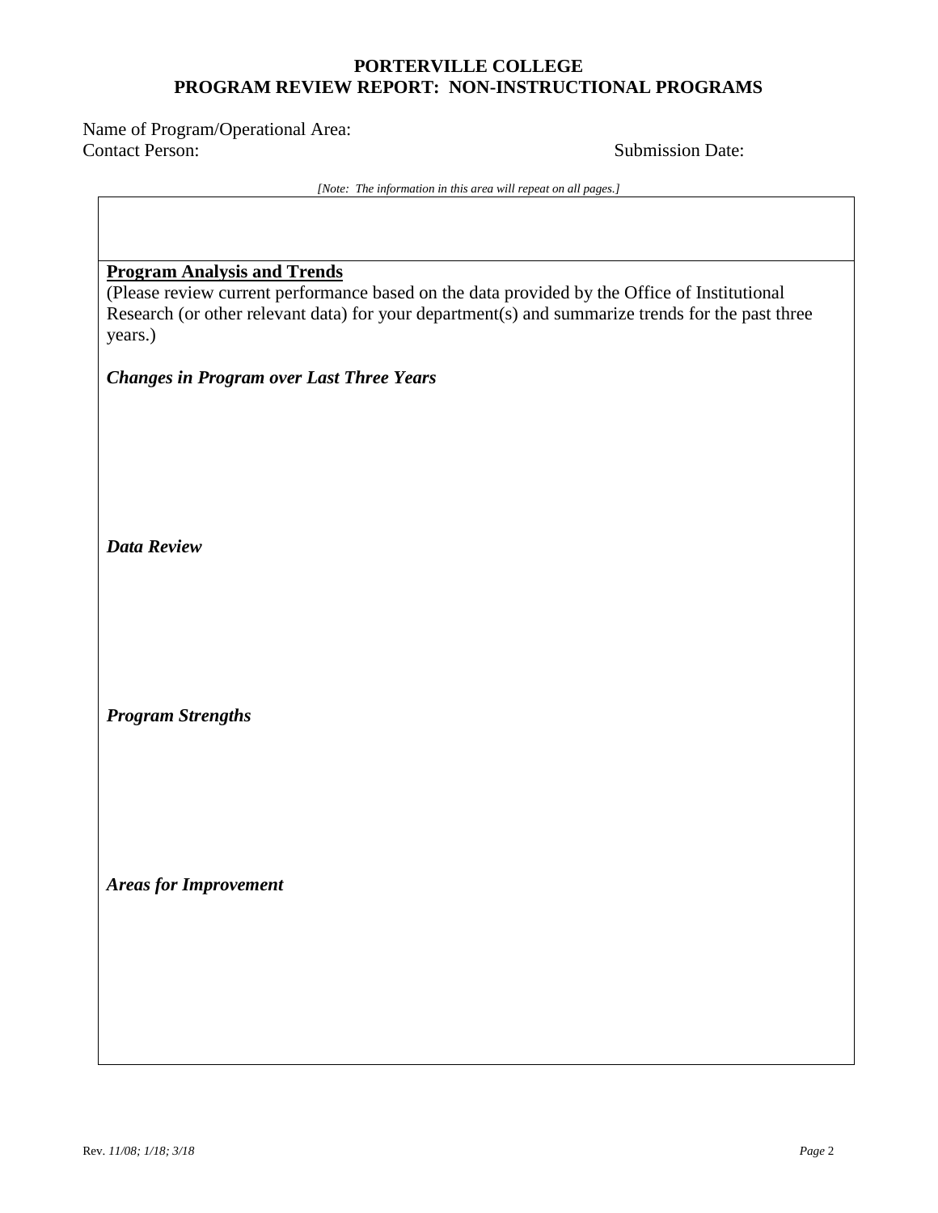**PORTERVILLE COLLEGE**
**PROGRAM REVIEW REPORT: NON-INSTRUCTIONAL PROGRAMS**

Name of Program/Operational Area:
Contact Person: Submission Date:

*[Note: The information in this area will repeat on all pages.]*

## Program Analysis and Trends

(Please review current performance based on the data provided by the Office of Institutional Research (or other relevant data) for your department(s) and summarize trends for the past three years.)

***Changes in Program over Last Three Years***

***Data Review***

***Program Strengths***

***Areas for Improvement***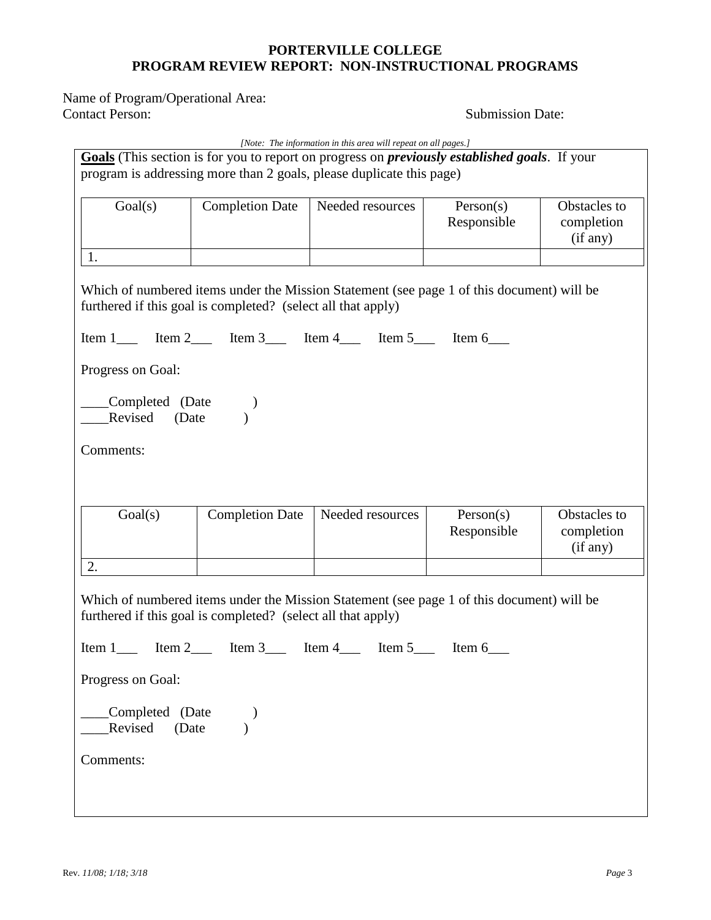**PORTERVILLE COLLEGE**
**PROGRAM REVIEW REPORT: NON-INSTRUCTIONAL PROGRAMS**

Name of Program/Operational Area:
Contact Person: Submission Date:

*[Note: The information in this area will repeat on all pages.]*

**Goals** (This section is for you to report on progress on ***previously established goals***. If your program is addressing more than 2 goals, please duplicate this page)

| Goal(s) | Completion Date | Needed resources | Person(s) Responsible | Obstacles to completion (if any) |
|---|---|---|---|---|
| 1. | | | | |

Which of numbered items under the Mission Statement (see page 1 of this document) will be furthered if this goal is completed? (select all that apply)

Item 1___ Item 2___ Item 3___ Item 4___ Item 5___ Item 6___

Progress on Goal:

____Completed (Date )
____Revised (Date )

Comments:

| Goal(s) | Completion Date | Needed resources | Person(s) Responsible | Obstacles to completion (if any) |
|---|---|---|---|---|
| 2. | | | | |

Which of numbered items under the Mission Statement (see page 1 of this document) will be furthered if this goal is completed? (select all that apply)

Item 1___ Item 2___ Item 3___ Item 4___ Item 5___ Item 6___

Progress on Goal:

____Completed (Date )
____Revised (Date )

Comments:

Rev. *11/08; 1/18; 3/18*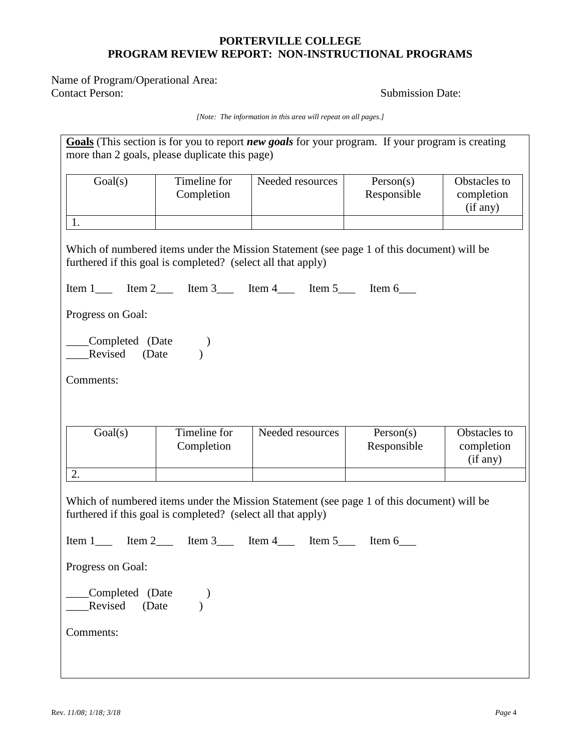**PORTERVILLE COLLEGE**
**PROGRAM REVIEW REPORT: NON-INSTRUCTIONAL PROGRAMS**

Name of Program/Operational Area:
Contact Person: Submission Date:

*[Note: The information in this area will repeat on all pages.]*

**Goals** (This section is for you to report ***new goals*** for your program. If your program is creating more than 2 goals, please duplicate this page)

| Goal(s) | Timeline for Completion | Needed resources | Person(s) Responsible | Obstacles to completion (if any) |
|---|---|---|---|---|
| 1. | | | | |

Which of numbered items under the Mission Statement (see page 1 of this document) will be furthered if this goal is completed? (select all that apply)

Item 1___ Item 2___ Item 3___ Item 4___ Item 5___ Item 6___

Progress on Goal:

____Completed (Date )
____Revised (Date )

Comments:

| Goal(s) | Timeline for Completion | Needed resources | Person(s) Responsible | Obstacles to completion (if any) |
|---|---|---|---|---|
| 2. | | | | |

Which of numbered items under the Mission Statement (see page 1 of this document) will be furthered if this goal is completed? (select all that apply)

Item 1___ Item 2___ Item 3___ Item 4___ Item 5___ Item 6___

Progress on Goal:

____Completed (Date )
____Revised (Date )

Comments:

Rev. *11/08; 1/18; 3/18*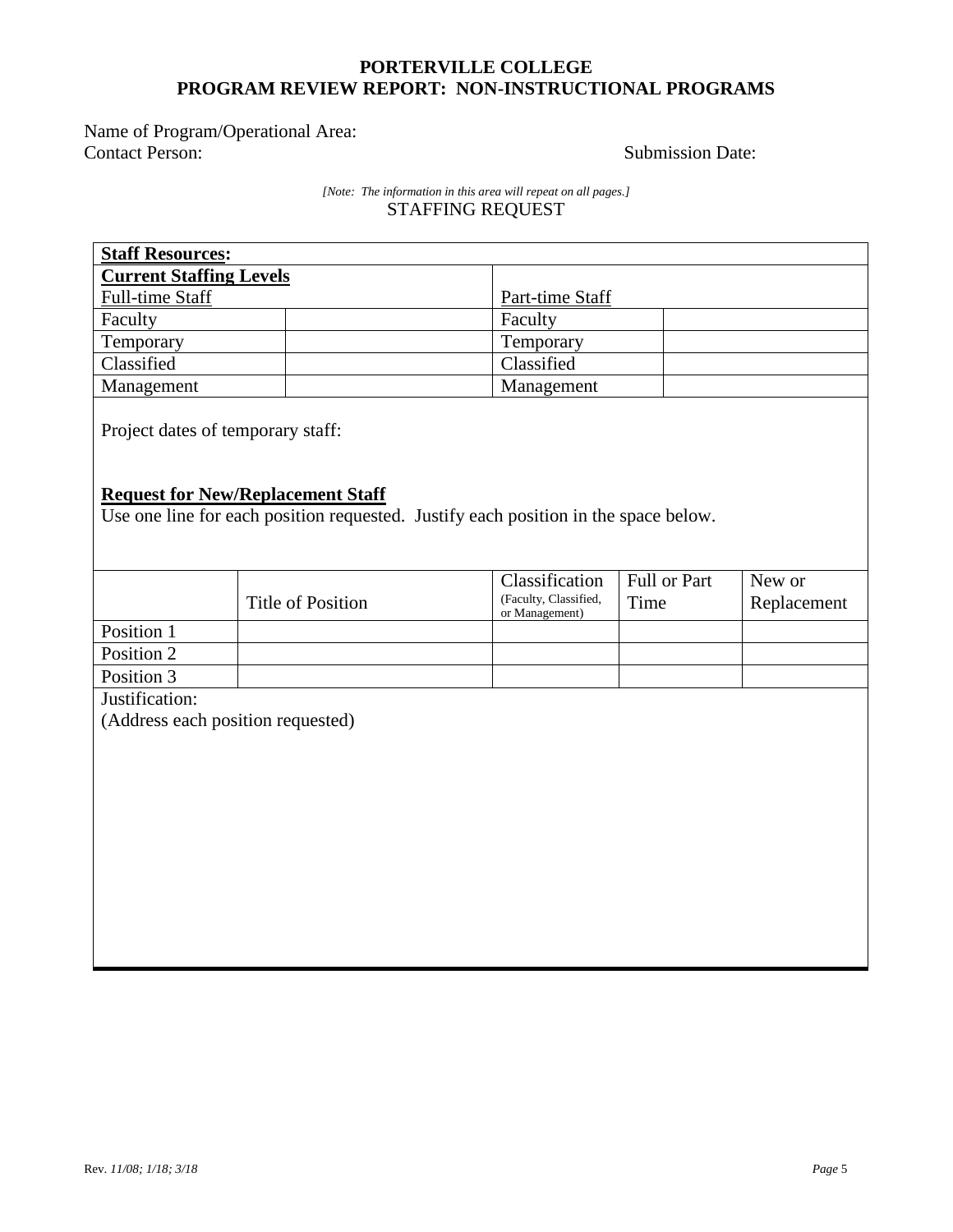**PORTERVILLE COLLEGE**
**PROGRAM REVIEW REPORT: NON-INSTRUCTIONAL PROGRAMS**

Name of Program/Operational Area:
Contact Person: Submission Date:

*[Note: The information in this area will repeat on all pages.]*

STAFFING REQUEST

**Staff Resources:**

**Current Staffing Levels**

| Full-time Staff | | Part-time Staff | |
|---|---|---|---|
| Faculty | | Faculty | |
| Temporary | | Temporary | |
| Classified | | Classified | |
| Management | | Management | |

Project dates of temporary staff:

**Request for New/Replacement Staff**

Use one line for each position requested. Justify each position in the space below.

| | Title of Position | Classification (Faculty, Classified, or Management) | Full or Part Time | New or Replacement |
|---|---|---|---|---|
| Position 1 | | | | |
| Position 2 | | | | |
| Position 3 | | | | |

Justification:
(Address each position requested)

Rev. *11/08; 1/18; 3/18*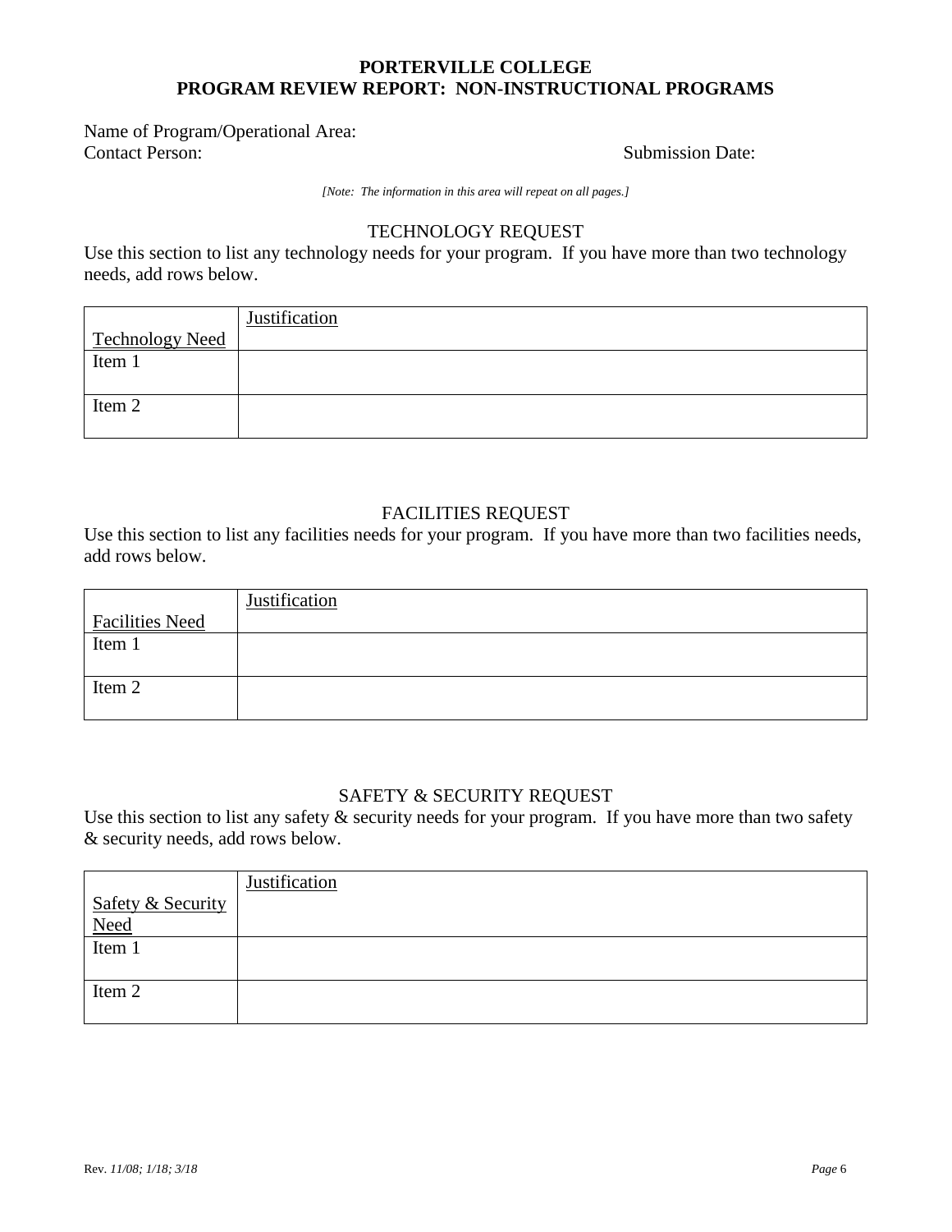**PORTERVILLE COLLEGE**
**PROGRAM REVIEW REPORT: NON-INSTRUCTIONAL PROGRAMS**

Name of Program/Operational Area:
Contact Person: Submission Date:

*[Note: The information in this area will repeat on all pages.]*

## TECHNOLOGY REQUEST

Use this section to list any technology needs for your program. If you have more than two technology needs, add rows below.

| Technology Need | Justification |
|---|---|
| Item 1 | |
| Item 2 | |

## FACILITIES REQUEST

Use this section to list any facilities needs for your program. If you have more than two facilities needs, add rows below.

| Facilities Need | Justification |
|---|---|
| Item 1 | |
| Item 2 | |

## SAFETY & SECURITY REQUEST

Use this section to list any safety & security needs for your program. If you have more than two safety & security needs, add rows below.

| Safety & Security Need | Justification |
|---|---|
| Item 1 | |
| Item 2 | |

Rev. *11/08; 1/18; 3/18*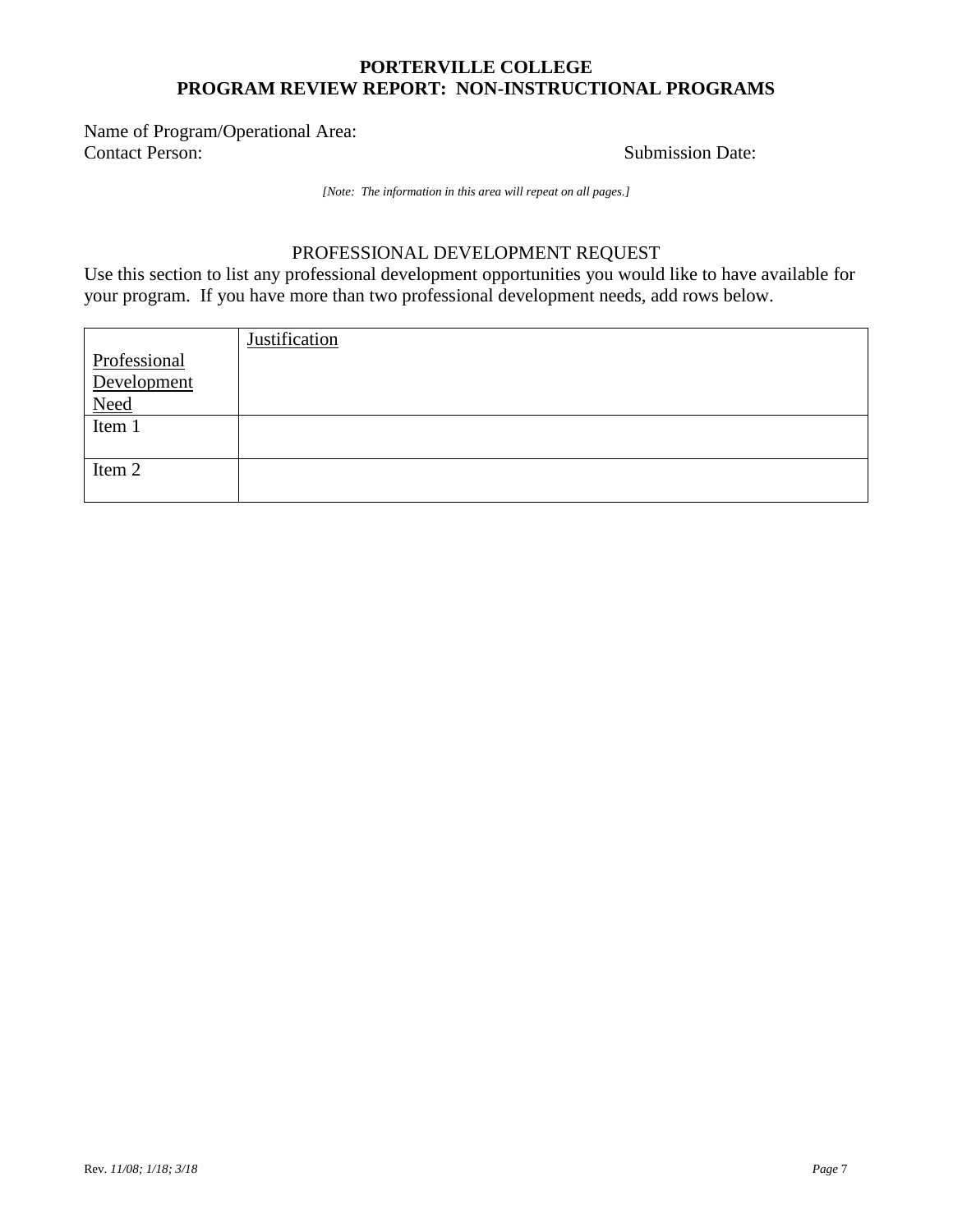**PORTERVILLE COLLEGE**
**PROGRAM REVIEW REPORT: NON-INSTRUCTIONAL PROGRAMS**

Name of Program/Operational Area:
Contact Person: Submission Date:

*[Note: The information in this area will repeat on all pages.]*

PROFESSIONAL DEVELOPMENT REQUEST

Use this section to list any professional development opportunities you would like to have available for your program. If you have more than two professional development needs, add rows below.

| Professional Development Need | Justification |
|---|---|
| Item 1 | |
| Item 2 | |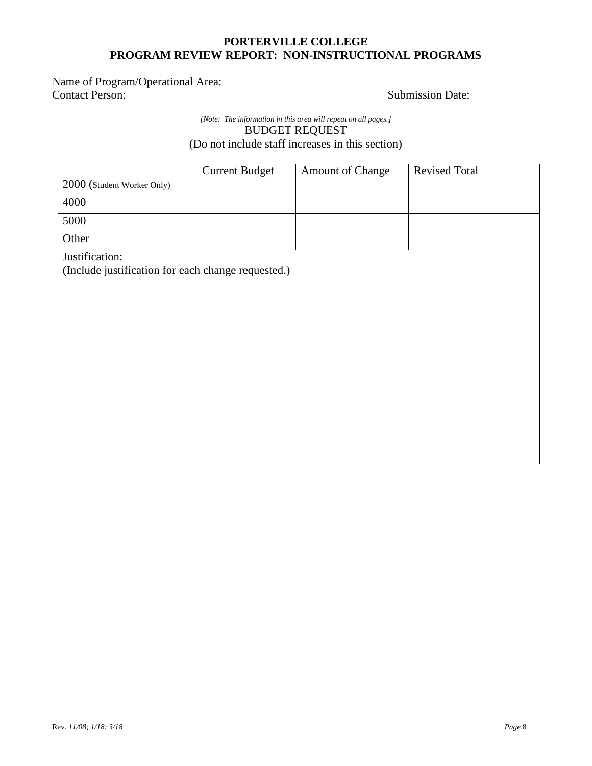**PORTERVILLE COLLEGE**
**PROGRAM REVIEW REPORT: NON-INSTRUCTIONAL PROGRAMS**

Name of Program/Operational Area:
Contact Person: Submission Date:

*[Note: The information in this area will repeat on all pages.]*

BUDGET REQUEST

(Do not include staff increases in this section)

| | Current Budget | Amount of Change | Revised Total |
|---|---|---|---|
| 2000 (Student Worker Only) | | | |
| 4000 | | | |
| 5000 | | | |
| Other | | | |

Justification:
(Include justification for each change requested.)

Rev. *11/08; 1/18; 3/18*